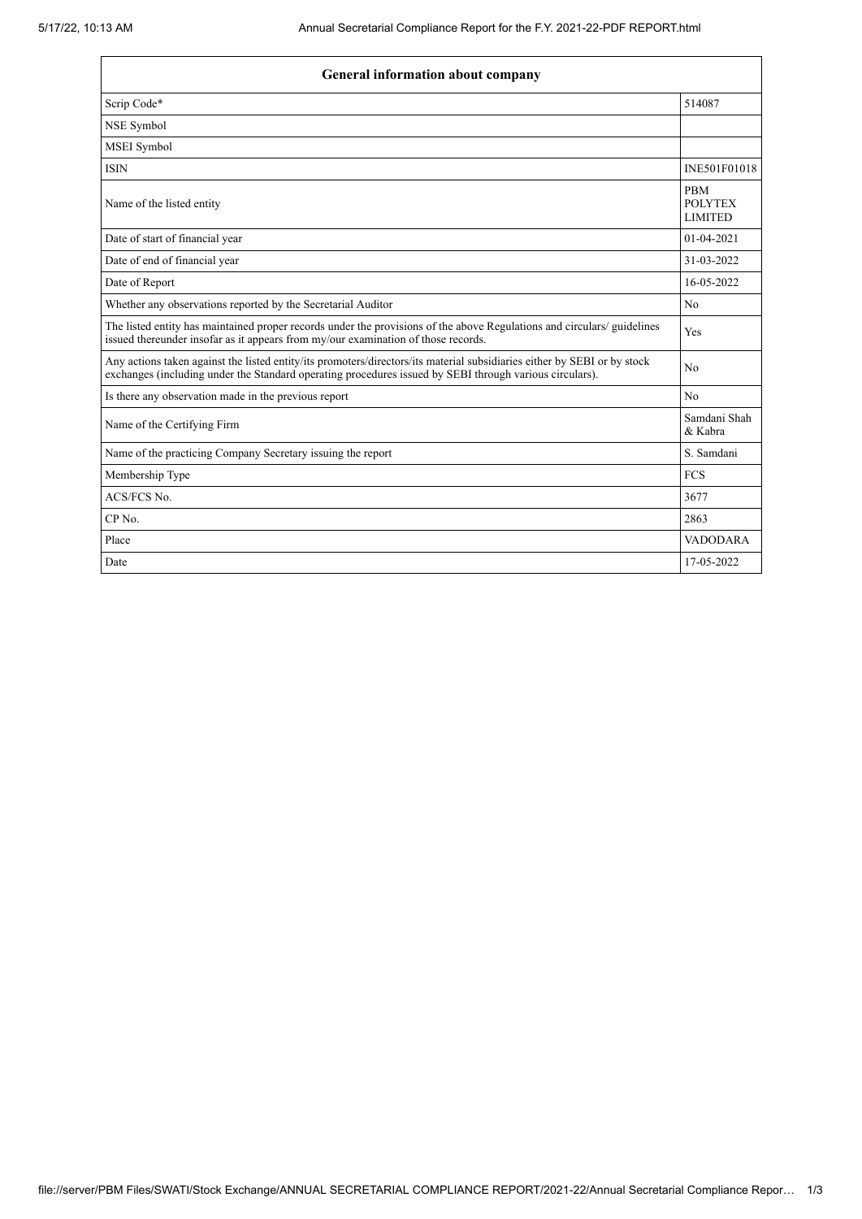| General information about company | |
|---|---|
| Scrip Code* | 514087 |
| NSE Symbol | |
| MSEI Symbol | |
| ISIN | INE501F01018 |
| Name of the listed entity | PBM POLYTEX LIMITED |
| Date of start of financial year | 01-04-2021 |
| Date of end of financial year | 31-03-2022 |
| Date of Report | 16-05-2022 |
| Whether any observations reported by the Secretarial Auditor | No |
| The listed entity has maintained proper records under the provisions of the above Regulations and circulars/ guidelines issued thereunder insofar as it appears from my/our examination of those records. | Yes |
| Any actions taken against the listed entity/its promoters/directors/its material subsidiaries either by SEBI or by stock exchanges (including under the Standard operating procedures issued by SEBI through various circulars). | No |
| Is there any observation made in the previous report | No |
| Name of the Certifying Firm | Samdani Shah & Kabra |
| Name of the practicing Company Secretary issuing the report | S. Samdani |
| Membership Type | FCS |
| ACS/FCS No. | 3677 |
| CP No. | 2863 |
| Place | VADODARA |
| Date | 17-05-2022 |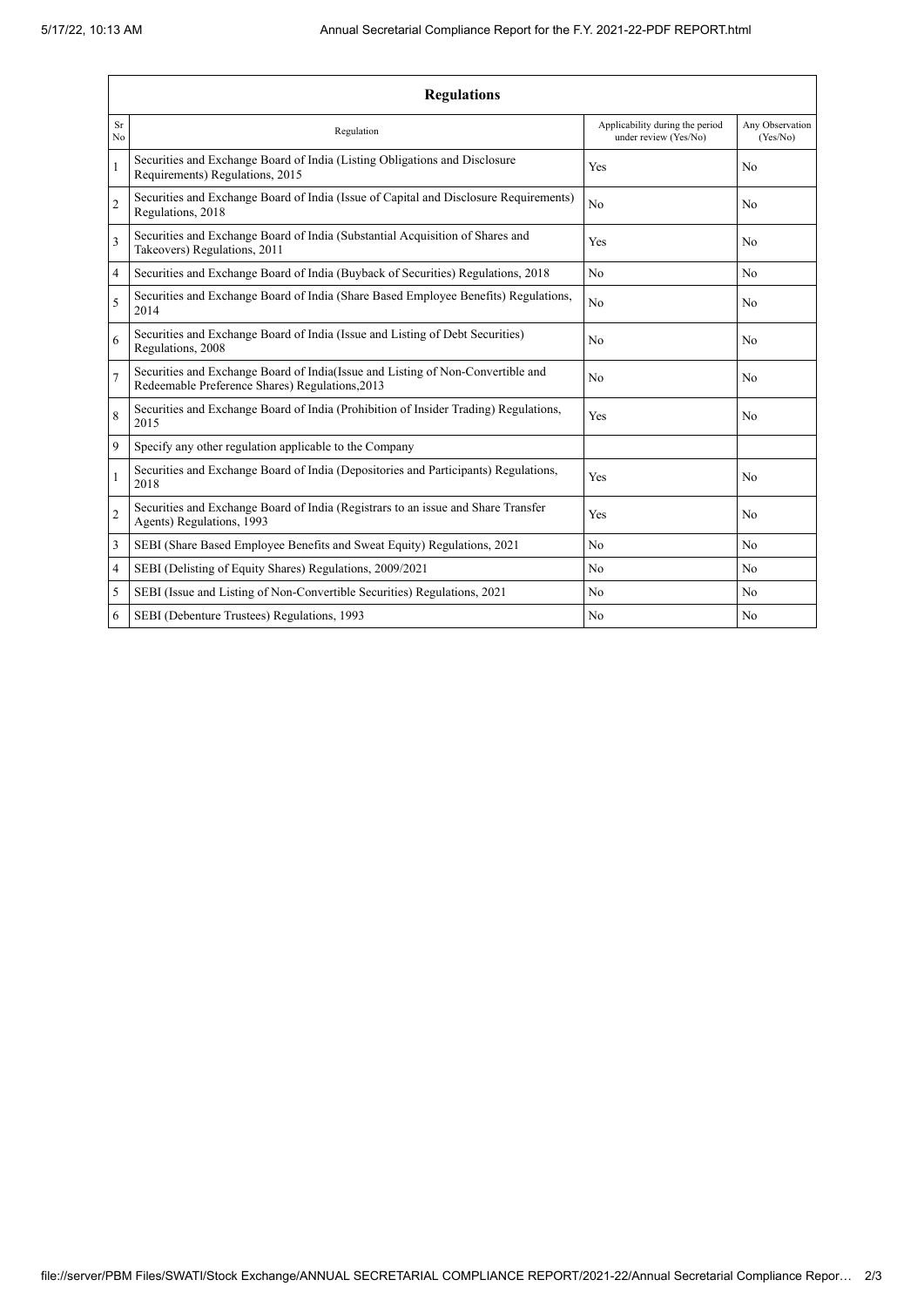| Regulations | | | |
|---|---|---|---|
| Sr No | Regulation | Applicability during the period under review (Yes/No) | Any Observation (Yes/No) |
| 1 | Securities and Exchange Board of India (Listing Obligations and Disclosure Requirements) Regulations, 2015 | Yes | No |
| 2 | Securities and Exchange Board of India (Issue of Capital and Disclosure Requirements) Regulations, 2018 | No | No |
| 3 | Securities and Exchange Board of India (Substantial Acquisition of Shares and Takeovers) Regulations, 2011 | Yes | No |
| 4 | Securities and Exchange Board of India (Buyback of Securities) Regulations, 2018 | No | No |
| 5 | Securities and Exchange Board of India (Share Based Employee Benefits) Regulations, 2014 | No | No |
| 6 | Securities and Exchange Board of India (Issue and Listing of Debt Securities) Regulations, 2008 | No | No |
| 7 | Securities and Exchange Board of India(Issue and Listing of Non-Convertible and Redeemable Preference Shares) Regulations,2013 | No | No |
| 8 | Securities and Exchange Board of India (Prohibition of Insider Trading) Regulations, 2015 | Yes | No |
| 9 | Specify any other regulation applicable to the Company | | |
| 1 | Securities and Exchange Board of India (Depositories and Participants) Regulations, 2018 | Yes | No |
| 2 | Securities and Exchange Board of India (Registrars to an issue and Share Transfer Agents) Regulations, 1993 | Yes | No |
| 3 | SEBI (Share Based Employee Benefits and Sweat Equity) Regulations, 2021 | No | No |
| 4 | SEBI (Delisting of Equity Shares) Regulations, 2009/2021 | No | No |
| 5 | SEBI (Issue and Listing of Non-Convertible Securities) Regulations, 2021 | No | No |
| 6 | SEBI (Debenture Trustees) Regulations, 1993 | No | No |